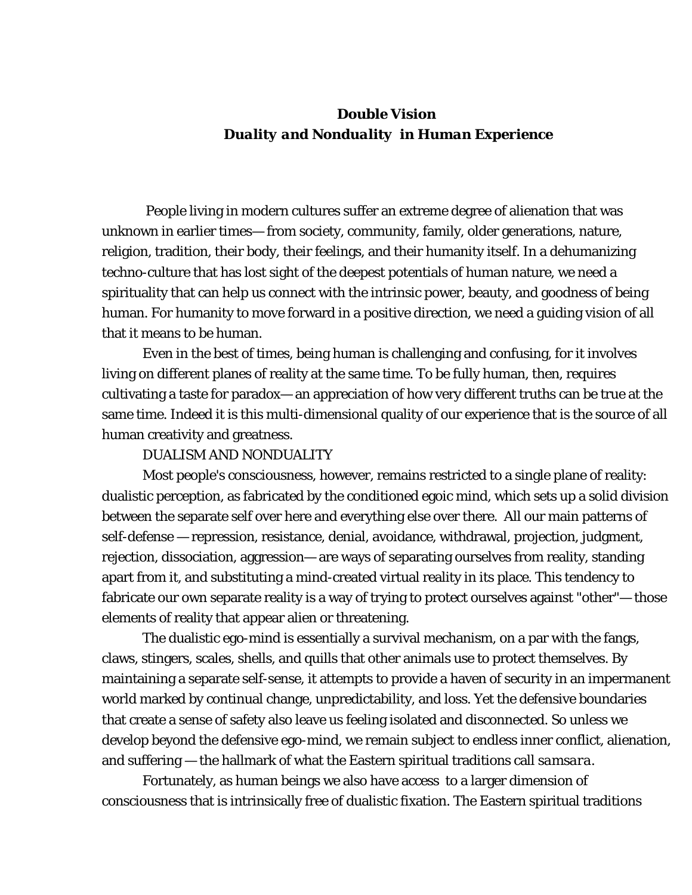# Double Vision

## *Duality and Nonduality in Human Experience*

People living in modern cultures suffer an extreme degree of alienation that was unknown in earlier times— from society, community, family, older generations, nature, religion, tradition, their body, their feelings, and their humanity itself. In a dehumanizing techno-culture that has lost sight of the deepest potentials of human nature, we need a spirituality that can help us connect with the intrinsic power, beauty, and goodness of being human. For humanity to move forward in a positive direction, we need a guiding vision of all that it means to be human.

Even in the best of times, being human is challenging and confusing, for it involves living on different planes of reality at the same time. To be fully human, then, requires cultivating a taste for paradox— an appreciation of how very different truths can be true at the same time. Indeed it is this multi-dimensional quality of our experience that is the source of all human creativity and greatness.

### DUALISM AND NONDUALITY

Most people's consciousness, however, remains restricted to a single plane of reality: dualistic perception, as fabricated by the conditioned egoic mind, which sets up a solid division between the separate self over here and everything else over there. All our main patterns of self-defense — repression, resistance, denial, avoidance, withdrawal, projection, judgment, rejection, dissociation, aggression— are ways of separating ourselves from reality, standing apart from it, and substituting a mind-created virtual reality in its place. This tendency to fabricate our own separate reality is a way of trying to protect ourselves against "other"— those elements of reality that appear alien or threatening.

The dualistic ego-mind is essentially a survival mechanism, on a par with the fangs, claws, stingers, scales, shells, and quills that other animals use to protect themselves. By maintaining a separate self-sense, it attempts to provide a haven of security in an impermanent world marked by continual change, unpredictability, and loss. Yet the defensive boundaries that create a sense of safety also leave us feeling isolated and disconnected. So unless we develop beyond the defensive ego-mind, we remain subject to endless inner conflict, alienation, and suffering — the hallmark of what the Eastern spiritual traditions call *samsara*.

Fortunately, as human beings we also have access to a larger dimension of consciousness that is intrinsically free of dualistic fixation. The Eastern spiritual traditions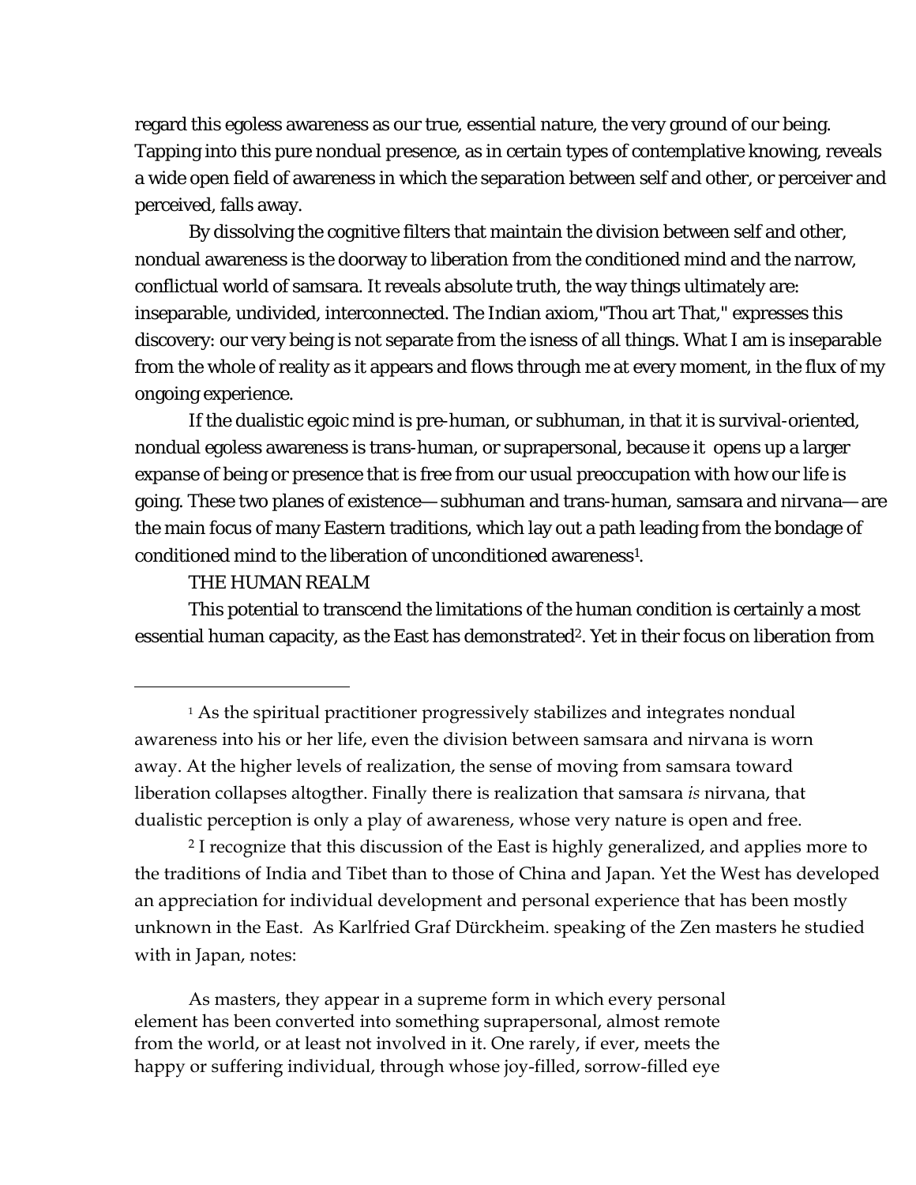regard this egoless awareness as our true, essential nature, the very ground of our being. Tapping into this pure nondual presence, as in certain types of contemplative knowing, reveals a wide open field of awareness in which the separation between self and other, or perceiver and perceived, falls away.

By dissolving the cognitive filters that maintain the division between self and other, nondual awareness is the doorway to liberation from the conditioned mind and the narrow, conflictual world of samsara. It reveals absolute truth, the way things ultimately are: inseparable, undivided, interconnected. The Indian axiom,"Thou art That," expresses this discovery: our very being is not separate from the isness of all things. What I am is inseparable from the whole of reality as it appears and flows through me at every moment, in the flux of my ongoing experience.

If the dualistic egoic mind is pre-human, or subhuman, in that it is survival-oriented, nondual egoless awareness is trans-human, or suprapersonal, because it opens up a larger expanse of being or presence that is free from our usual preoccupation with how our life is going. These two planes of existence— subhuman and trans-human, samsara and nirvana— are the main focus of many Eastern traditions, which lay out a path leading from the bondage of conditioned mind to the liberation of unconditioned awareness[1].

THE HUMAN REALM

This potential to transcend the limitations of the human condition is certainly a most essential human capacity, as the East has demonstrated[2]. Yet in their focus on liberation from

---

[1] As the spiritual practitioner progressively stabilizes and integrates nondual awareness into his or her life, even the division between samsara and nirvana is worn away. At the higher levels of realization, the sense of moving from samsara toward liberation collapses altogther. Finally there is realization that samsara *is* nirvana, that dualistic perception is only a play of awareness, whose very nature is open and free.

[2] I recognize that this discussion of the East is highly generalized, and applies more to the traditions of India and Tibet than to those of China and Japan. Yet the West has developed an appreciation for individual development and personal experience that has been mostly unknown in the East. As Karlfried Graf Dürckheim. speaking of the Zen masters he studied with in Japan, notes:

> As masters, they appear in a supreme form in which every personal element has been converted into something suprapersonal, almost remote from the world, or at least not involved in it. One rarely, if ever, meets the happy or suffering individual, through whose joy-filled, sorrow-filled eye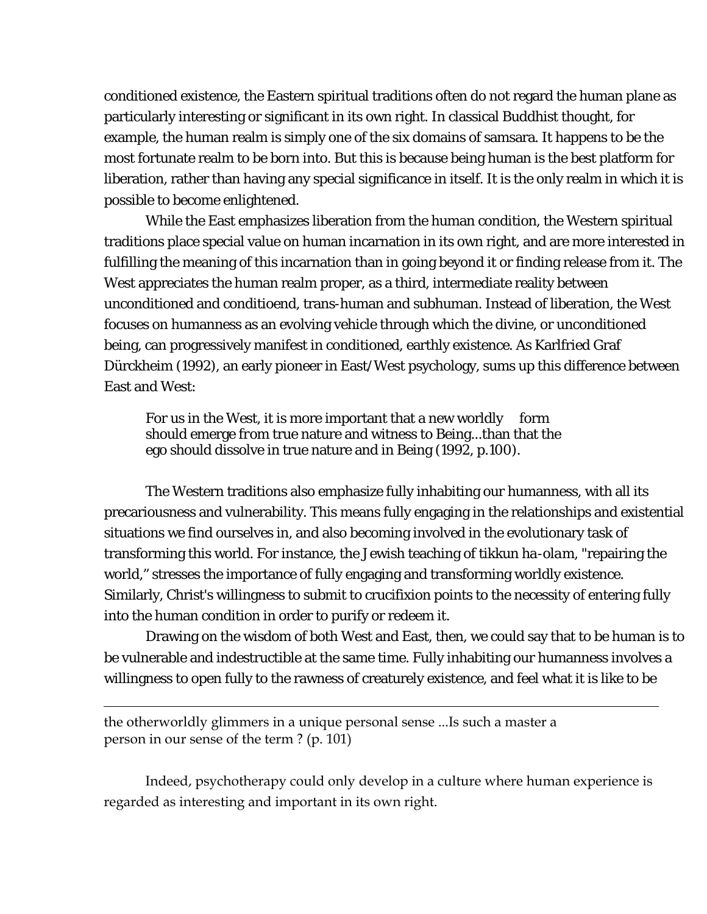conditioned existence, the Eastern spiritual traditions often do not regard the human plane as particularly interesting or significant in its own right. In classical Buddhist thought, for example, the human realm is simply one of the six domains of samsara. It happens to be the most fortunate realm to be born into. But this is because being human is the best platform for liberation, rather than having any special significance in itself. It is the only realm in which it is possible to become enlightened.

While the East emphasizes liberation from the human condition, the Western spiritual traditions place special value on human incarnation in its own right, and are more interested in fulfilling the meaning of this incarnation than in going beyond it or finding release from it. The West appreciates the human realm proper, as a third, intermediate reality between unconditioned and conditioend, trans-human and subhuman. Instead of liberation, the West focuses on humanness as an evolving vehicle through which the divine, or unconditioned being, can progressively manifest in conditioned, earthly existence. As Karlfried Graf Dürckheim (1992), an early pioneer in East/West psychology, sums up this difference between East and West:

> For us in the West, it is more important that a new worldly form should emerge from true nature and witness to Being...than that the ego should dissolve in true nature and in Being (1992, p.100).

The Western traditions also emphasize fully inhabiting our humanness, with all its precariousness and vulnerability. This means fully engaging in the relationships and existential situations we find ourselves in, and also becoming involved in the evolutionary task of transforming this world. For instance, the Jewish teaching of tikkun *ha-olam*, "repairing the world," stresses the importance of fully engaging and transforming worldly existence. Similarly, Christ's willingness to submit to crucifixion points to the necessity of entering fully into the human condition in order to purify or redeem it.

Drawing on the wisdom of both West and East, then, we could say that to be human is to be vulnerable and indestructible at the same time. Fully inhabiting our humanness involves a willingness to open fully to the rawness of creaturely existence, and feel what it is like to be

---

the otherworldly glimmers in a unique personal sense ...Is such a master a person in our sense of the term ? (p. 101)

Indeed, psychotherapy could only develop in a culture where human experience is regarded as interesting and important in its own right.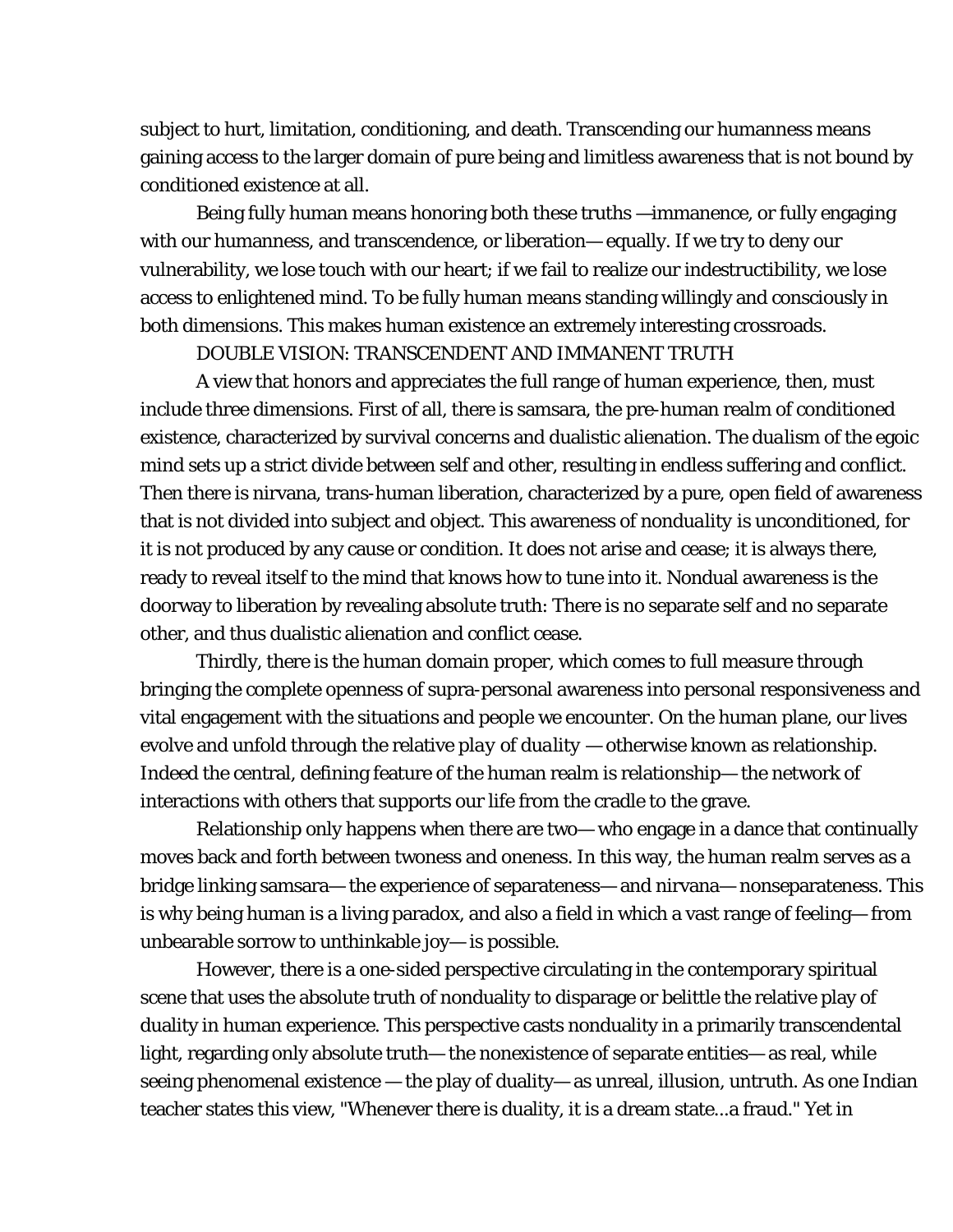subject to hurt, limitation, conditioning, and death. Transcending our humanness means gaining access to the larger domain of pure being and limitless awareness that is not bound by conditioned existence at all.

Being fully human means honoring both these truths —immanence, or fully engaging with our humanness, and transcendence, or liberation— equally. If we try to deny our vulnerability, we lose touch with our heart; if we fail to realize our indestructibility, we lose access to enlightened mind. To be fully human means standing willingly and consciously in both dimensions. This makes human existence an extremely interesting crossroads.

## DOUBLE VISION: TRANSCENDENT AND IMMANENT TRUTH

A view that honors and appreciates the full range of human experience, then, must include three dimensions. First of all, there is samsara, the pre-human realm of conditioned existence, characterized by survival concerns and dualistic alienation. The dualism of the egoic mind sets up a strict divide between self and other, resulting in endless suffering and conflict. Then there is nirvana, trans-human liberation, characterized by a pure, open field of awareness that is not divided into subject and object. This awareness of *nonduality* is unconditioned, for it is not produced by any cause or condition. It does not arise and cease; it is always there, ready to reveal itself to the mind that knows how to tune into it. Nondual awareness is the doorway to liberation by revealing absolute truth: There is no separate self and no separate other, and thus dualistic alienation and conflict cease.

Thirdly, there is the human domain proper, which comes to full measure through bringing the complete openness of supra-personal awareness into personal responsiveness and vital engagement with the situations and people we encounter. On the human plane, our lives evolve and unfold through the relative *play of duality* — otherwise known as relationship. Indeed the central, defining feature of the human realm is relationship— the network of interactions with others that supports our life from the cradle to the grave.

Relationship only happens when there are two— who engage in a dance that continually moves back and forth between twoness and oneness. In this way, the human realm serves as a bridge linking samsara— the experience of separateness— and nirvana— nonseparateness. This is why being human is a living paradox, and also a field in which a vast range of feeling— from unbearable sorrow to unthinkable joy— is possible.

However, there is a one-sided perspective circulating in the contemporary spiritual scene that uses the absolute truth of nonduality to disparage or belittle the relative play of duality in human experience. This perspective casts nonduality in a primarily transcendental light, regarding only absolute truth— the nonexistence of separate entities— as real, while seeing phenomenal existence — the play of duality— as unreal, illusion, untruth. As one Indian teacher states this view, "Whenever there is duality, it is a dream state...a fraud." Yet in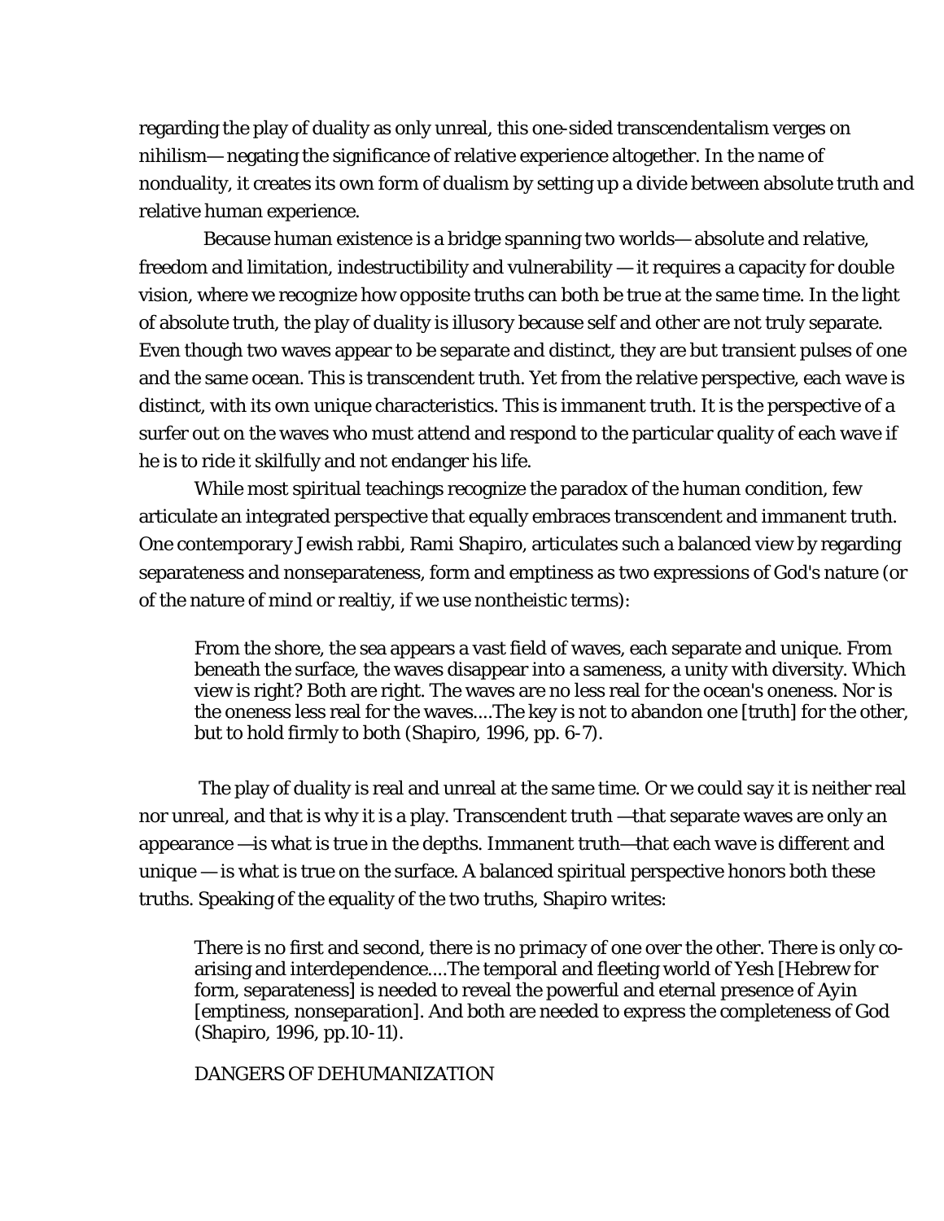regarding the play of duality as only unreal, this one-sided transcendentalism verges on nihilism— negating the significance of relative experience altogether. In the name of nonduality, it creates its own form of dualism by setting up a divide between absolute truth and relative human experience.

Because human existence is a bridge spanning two worlds— absolute and relative, freedom and limitation, indestructibility and vulnerability — it requires a capacity for double vision, where we recognize how opposite truths can both be true at the same time. In the light of absolute truth, the play of duality is illusory because self and other are not truly separate. Even though two waves appear to be separate and distinct, they are but transient pulses of one and the same ocean. This is transcendent truth. Yet from the relative perspective, each wave is distinct, with its own unique characteristics. This is immanent truth. It is the perspective of a surfer out on the waves who must attend and respond to the particular quality of each wave if he is to ride it skilfully and not endanger his life.

While most spiritual teachings recognize the paradox of the human condition, few articulate an integrated perspective that equally embraces transcendent and immanent truth. One contemporary Jewish rabbi, Rami Shapiro, articulates such a balanced view by regarding separateness and nonseparateness, form and emptiness as two expressions of God's nature (or of the nature of mind or realtiy, if we use nontheistic terms):

> From the shore, the sea appears a vast field of waves, each separate and unique. From beneath the surface, the waves disappear into a sameness, a unity with diversity. Which view is right? Both are right. The waves are no less real for the ocean's oneness. Nor is the oneness less real for the waves....The key is not to abandon one [truth] for the other, but to hold firmly to both (Shapiro, 1996, pp. 6-7).

The play of duality is real and unreal at the same time. Or we could say it is neither real nor unreal, and that is why it is a play. Transcendent truth —that separate waves are only an appearance —is what is true in the depths. Immanent truth—that each wave is different and unique — is what is true on the surface. A balanced spiritual perspective honors both these truths. Speaking of the equality of the two truths, Shapiro writes:

> There is no first and second, there is no primacy of one over the other. There is only co-arising and interdependence....The temporal and fleeting world of Yesh [Hebrew for form, separateness] is needed to reveal the powerful and eternal presence of Ayin [emptiness, nonseparation]. And both are needed to express the completeness of God (Shapiro, 1996, pp.10-11).

## DANGERS OF DEHUMANIZATION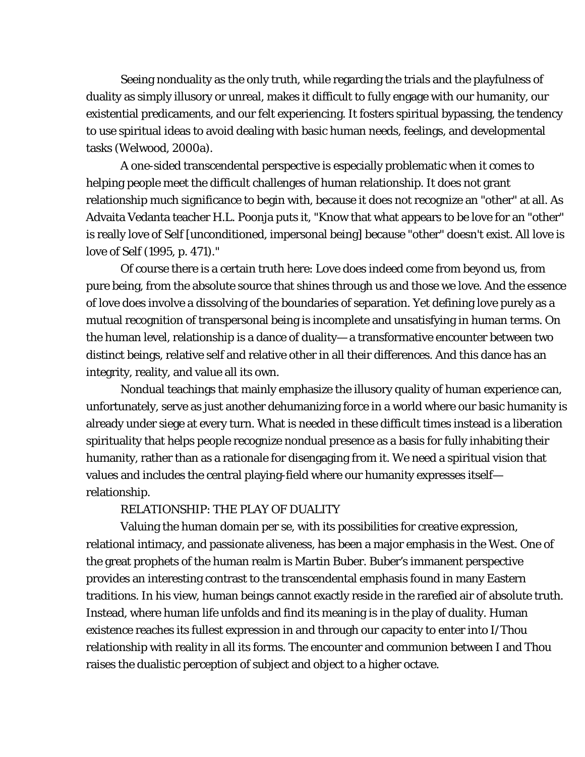Seeing nonduality as the only truth, while regarding the trials and the playfulness of duality as simply illusory or unreal, makes it difficult to fully engage with our humanity, our existential predicaments, and our felt experiencing. It fosters spiritual bypassing, the tendency to use spiritual ideas to avoid dealing with basic human needs, feelings, and developmental tasks (Welwood, 2000a).

A one-sided transcendental perspective is especially problematic when it comes to helping people meet the difficult challenges of human relationship. It does not grant relationship much significance to begin with, because it does not recognize an "other" at all. As Advaita Vedanta teacher H.L. Poonja puts it, "Know that what appears to be love for an "other" is really love of Self [unconditioned, impersonal being] because "other" doesn't exist. All love is love of Self (1995, p. 471)."

Of course there is a certain truth here: Love does indeed come from beyond us, from pure being, from the absolute source that shines through us and those we love. And the essence of love does involve a dissolving of the boundaries of separation. Yet defining love purely as a mutual recognition of transpersonal being is incomplete and unsatisfying in human terms. On the human level, relationship is a dance of duality— a transformative encounter between two distinct beings, relative self and relative other in all their differences. And this dance has an integrity, reality, and value all its own.

Nondual teachings that mainly emphasize the illusory quality of human experience can, unfortunately, serve as just another dehumanizing force in a world where our basic humanity is already under siege at every turn. What is needed in these difficult times instead is a liberation spirituality that helps people recognize nondual presence as a basis for fully inhabiting their humanity, rather than as a rationale for disengaging from it. We need a spiritual vision that values and includes the central playing-field where our humanity expresses itself— relationship.

## RELATIONSHIP: THE PLAY OF DUALITY

Valuing the human domain per se, with its possibilities for creative expression, relational intimacy, and passionate aliveness, has been a major emphasis in the West. One of the great prophets of the human realm is Martin Buber. Buber's immanent perspective provides an interesting contrast to the transcendental emphasis found in many Eastern traditions. In his view, human beings cannot exactly reside in the rarefied air of absolute truth. Instead, where human life unfolds and find its meaning is in the play of duality. Human existence reaches its fullest expression in and through our capacity to enter into I/Thou relationship with reality in all its forms. The encounter and communion between I and Thou raises the dualistic perception of subject and object to a higher octave.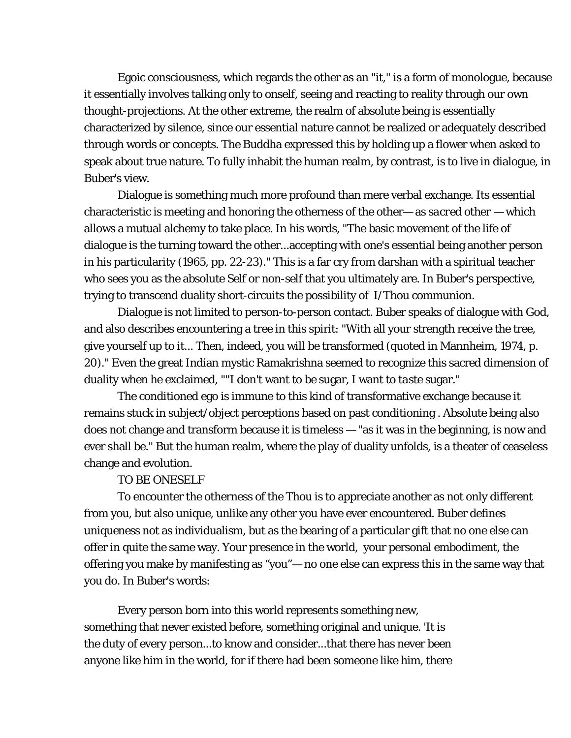Egoic consciousness, which regards the other as an "it," is a form of monologue, because it essentially involves talking only to onself, seeing and reacting to reality through our own thought-projections. At the other extreme, the realm of absolute being is essentially characterized by silence, since our essential nature cannot be realized or adequately described through words or concepts. The Buddha expressed this by holding up a flower when asked to speak about true nature. To fully inhabit the human realm, by contrast, is to live in dialogue, in Buber's view.

Dialogue is something much more profound than mere verbal exchange. Its essential characteristic is meeting and honoring the otherness of the other— as *sacred* other — which allows a mutual alchemy to take place. In his words, "The basic movement of the life of dialogue is the turning toward the other...accepting with one's essential being another person in his particularity (1965, pp. 22-23)." This is a far cry from darshan with a spiritual teacher who sees you as the absolute Self or non-self that you ultimately are. In Buber's perspective, trying to transcend duality short-circuits the possibility of I/Thou communion.

Dialogue is not limited to person-to-person contact. Buber speaks of dialogue with God, and also describes encountering a tree in this spirit: "With all your strength receive the tree, give yourself up to it... Then, indeed, you will be transformed (quoted in Mannheim, 1974, p. 20)." Even the great Indian mystic Ramakrishna seemed to recognize this sacred dimension of duality when he exclaimed, ""I don't want to be sugar, I want to *taste* sugar."

The conditioned ego is immune to this kind of transformative exchange because it remains stuck in subject/object perceptions based on past conditioning . Absolute being also does not change and transform because it is timeless — "as it was in the beginning, is now and ever shall be." But the human realm, where the play of duality unfolds, is a theater of ceaseless change and evolution.

## TO BE ONESELF

To encounter the otherness of the Thou is to appreciate another as not only different from you, but also unique, unlike any other you have ever encountered. Buber defines uniqueness not as individualism, but as the bearing of a particular gift that no one else can offer in quite the same way. Your presence in the world, your personal embodiment, the offering you make by manifesting as "you"— no one else can express this in the same way that you do. In Buber's words:

> Every person born into this world represents something new, something that never existed before, something original and unique. 'It is the duty of every person...to know and consider...that there has never been anyone like him in the world, for if there had been someone like him, there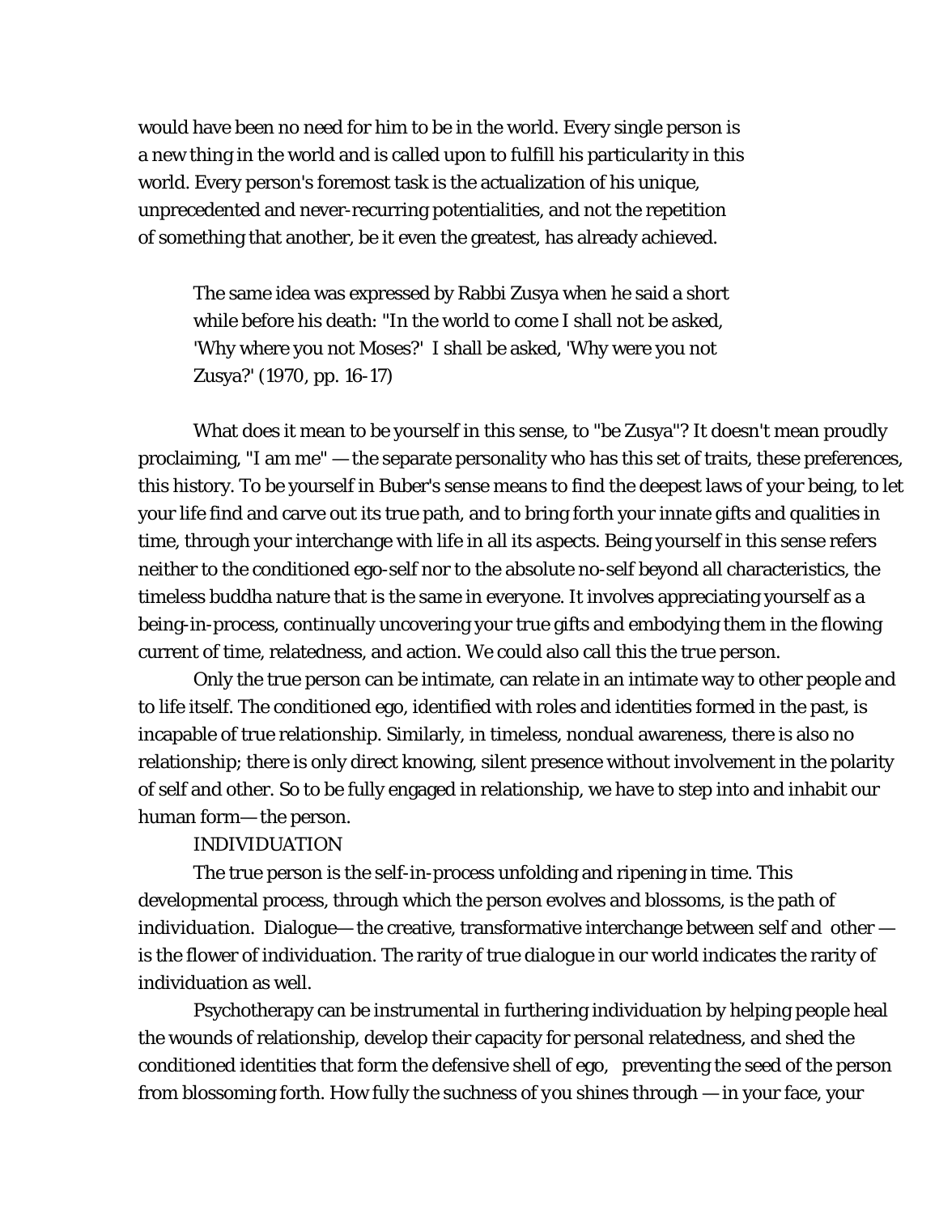would have been no need for him to be in the world. Every single person is a new thing in the world and is called upon to fulfill his particularity in this world. Every person's foremost task is the actualization of his unique, unprecedented and never-recurring potentialities, and not the repetition of something that another, be it even the greatest, has already achieved.

> The same idea was expressed by Rabbi Zusya when he said a short while before his death: "In the world to come I shall not be asked, 'Why where you not Moses?' I shall be asked, 'Why were you not Zusya?' (1970, pp. 16-17)

What does it mean to be yourself in this sense, to "be Zusya"? It doesn't mean proudly proclaiming, "I am me" — the separate personality who has this set of traits, these preferences, this history. To be yourself in Buber's sense means to find the deepest laws of your being, to let your life find and carve out its true path, and to bring forth your innate gifts and qualities in time, through your interchange with life in all its aspects. Being yourself in this sense refers neither to the conditioned ego-self nor to the absolute no-self beyond all characteristics, the timeless buddha nature that is the same in everyone. It involves appreciating yourself as a being-in-process, continually uncovering your true gifts and embodying them in the flowing current of time, relatedness, and action. We could also call this the *true person.*

Only the true person can be intimate, can relate in an intimate way to other people and to life itself. The conditioned ego, identified with roles and identities formed in the past, is incapable of true relationship. Similarly, in timeless, nondual awareness, there is also no relationship; there is only direct knowing, silent presence without involvement in the polarity of self and other. So to be fully engaged in relationship, we have to step into and inhabit our human form— the person.

## INDIVIDUATION

The true person is the self-in-process unfolding and ripening in time. This developmental process, through which the person evolves and blossoms, is the path of *individuation.* Dialogue— the creative, transformative interchange between self and other — is the flower of individuation. The rarity of true dialogue in our world indicates the rarity of individuation as well.

Psychotherapy can be instrumental in furthering individuation by helping people heal the wounds of relationship, develop their capacity for personal relatedness, and shed the conditioned identities that form the defensive shell of ego, preventing the seed of the person from blossoming forth. How fully the suchness of *you* shines through — in your face, your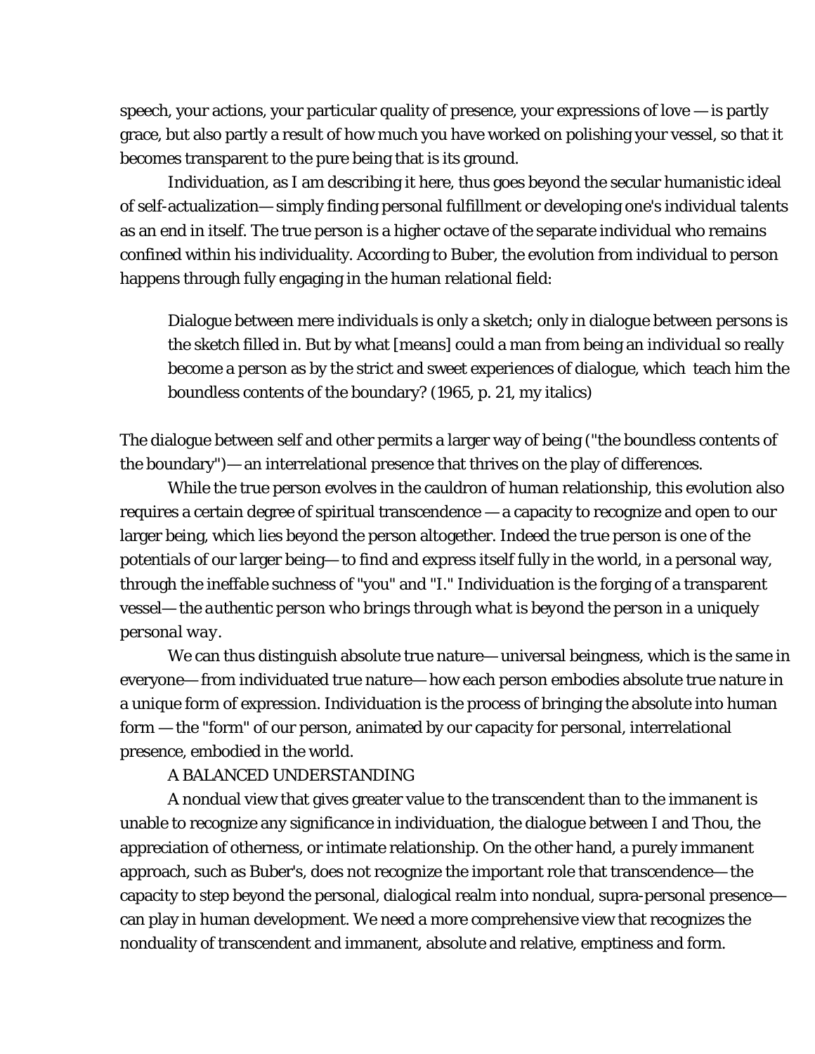speech, your actions, your particular quality of presence, your expressions of love — is partly grace, but also partly a result of how much you have worked on polishing your vessel, so that it becomes transparent to the pure being that is its ground.

Individuation, as I am describing it here, thus goes beyond the secular humanistic ideal of self-actualization— simply finding personal fulfillment or developing one's individual talents as an end in itself. The true person is a higher octave of the separate individual who remains confined within his individuality. According to Buber, the evolution from individual to person happens through fully engaging in the human relational field:

> Dialogue between mere *individuals* is only a sketch; only in dialogue between *persons* is the sketch filled in. But by what [means] could a man from being an *individual* so really become a *person* as by the strict and sweet experiences of dialogue, which teach him the boundless contents of the boundary? (1965, p. 21, my italics)

The dialogue between self and other permits a larger way of being ("the boundless contents of the boundary")— an interrelational presence that thrives on the play of differences.

While the true person evolves in the cauldron of human relationship, this evolution also requires a certain degree of spiritual transcendence — a capacity to recognize and open to our larger being, which lies beyond the person altogether. Indeed the true person is one of the potentials of our larger being— to find and express itself fully in the world, in a personal way, through the ineffable suchness of "you" and "I." Individuation is the forging of a transparent vessel— *the authentic person who brings through what is beyond the person in a uniquely personal way*.

We can thus distinguish absolute true nature— universal beingness, which is the same in everyone— from individuated true nature— how each person embodies absolute true nature in a unique form of expression. Individuation is the process of bringing the absolute into human form — the "form" of our person, animated by our capacity for personal, interrelational presence, embodied in the world.

## A BALANCED UNDERSTANDING

A nondual view that gives greater value to the transcendent than to the immanent is unable to recognize any significance in individuation, the dialogue between I and Thou, the appreciation of otherness, or intimate relationship. On the other hand, a purely immanent approach, such as Buber's, does not recognize the important role that transcendence— the capacity to step beyond the personal, dialogical realm into nondual, supra-personal presence— can play in human development. We need a more comprehensive view that recognizes the nonduality of transcendent and immanent, absolute and relative, emptiness and form.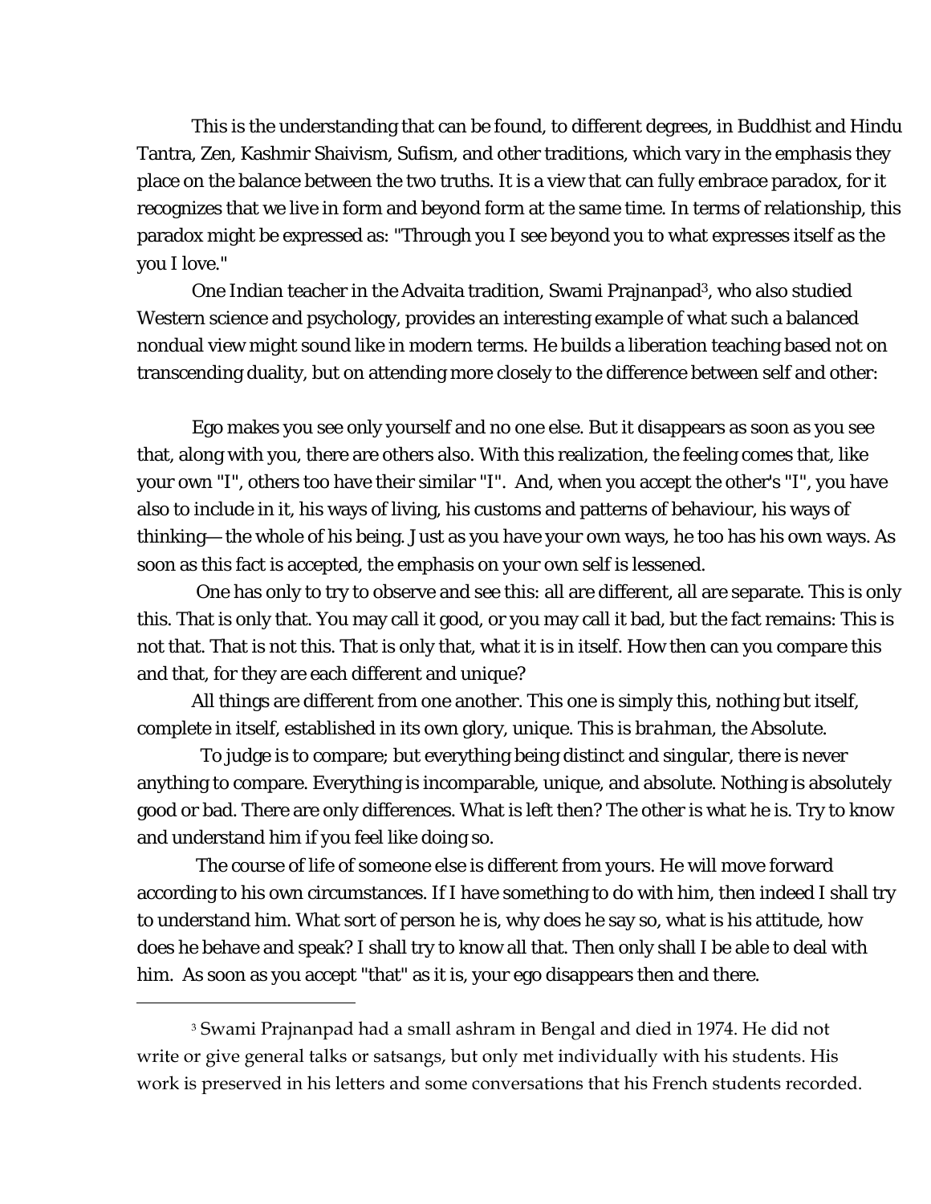This is the understanding that can be found, to different degrees, in Buddhist and Hindu Tantra, Zen, Kashmir Shaivism, Sufism, and other traditions, which vary in the emphasis they place on the balance between the two truths. It is a view that can fully embrace paradox, for it recognizes that we live in form and beyond form at the same time. In terms of relationship, this paradox might be expressed as: "Through you I see beyond you to what expresses itself as the you I love."

One Indian teacher in the Advaita tradition, Swami Prajnanpad[3], who also studied Western science and psychology, provides an interesting example of what such a balanced nondual view might sound like in modern terms. He builds a liberation teaching based not on transcending duality, but on attending more closely to the difference between self and other:

> Ego makes you see only yourself and no one else. But it disappears as soon as you see that, along with you, there are others also. With this realization, the feeling comes that, like your own "I", others too have their similar "I". And, when you accept the other's "I", you have also to include in it, his ways of living, his customs and patterns of behaviour, his ways of thinking—the whole of his being. Just as you have your own ways, he too has his own ways. As soon as this fact is accepted, the emphasis on your own self is lessened.
>
> One has only to try to observe and see this: all are different, all are separate. This is only this. That is only that. You may call it good, or you may call it bad, but the fact remains: This is not that. That is not this. That is only that, what it is in itself. How then can you compare this and that, for they are each different and unique?
>
> All things are different from one another. This one is simply this, nothing but itself, complete in itself, established in its own glory, unique. This is *brahman*, the Absolute.
>
> To judge is to compare; but everything being distinct and singular, there is never anything to compare. Everything is incomparable, unique, and absolute. Nothing is absolutely good or bad. There are only differences. What is left then? The other is what he is. Try to know and understand him if you feel like doing so.
>
> The course of life of someone else is different from yours. He will move forward according to his own circumstances. If I have something to do with him, then indeed I shall try to understand him. What sort of person he is, why does he say so, what is his attitude, how does he behave and speak? I shall try to know all that. Then only shall I be able to deal with him. As soon as you accept "that" as it is, your ego disappears then and there.

---

[3] Swami Prajnanpad had a small ashram in Bengal and died in 1974. He did not write or give general talks or satsangs, but only met individually with his students. His work is preserved in his letters and some conversations that his French students recorded.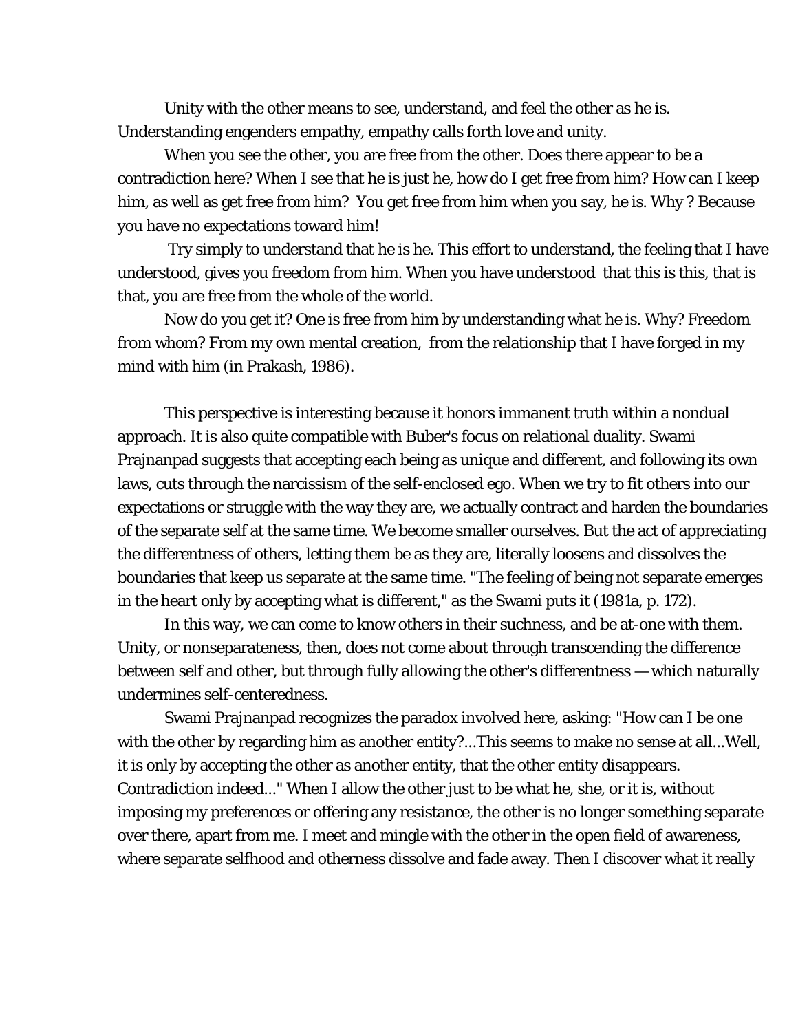Unity with the other means to see, understand, and feel the other as he is. Understanding engenders empathy, empathy calls forth love and unity.

When you see the other, you are free from the other. Does there appear to be a contradiction here? When I see that he is just he, how do I get free from him? How can I keep him, as well as get free from him? You get free from him when you say, he is. Why ? Because you have no expectations toward him!

Try simply to understand that he is he. This effort to understand, the feeling that I have understood, gives you freedom from him. When you have understood that this is this, that is that, you are free from the whole of the world.

Now do you get it? One is free from him by understanding what he is. Why? Freedom from whom? From my own mental creation, from the relationship that I have forged in my mind with him (in Prakash, 1986).

This perspective is interesting because it honors immanent truth within a nondual approach. It is also quite compatible with Buber's focus on relational duality. Swami Prajnanpad suggests that accepting each being as unique and different, and following its own laws, cuts through the narcissism of the self-enclosed ego. When we try to fit others into our expectations or struggle with the way they are, we actually contract and harden the boundaries of the separate self at the same time. We become smaller ourselves. But the act of appreciating the differentness of others, letting them be as they are, literally loosens and dissolves the boundaries that keep us separate at the same time. "The feeling of being not separate emerges in the heart only by accepting what is different," as the Swami puts it (1981a, p. 172).

In this way, we can come to know others in their suchness, and be at-one with them. Unity, or nonseparateness, then, does not come about through transcending the difference between self and other, but through fully allowing the other's differentness — which naturally undermines self-centeredness.

Swami Prajnanpad recognizes the paradox involved here, asking: "How can I be one with the other by regarding him as another entity?...This seems to make no sense at all...Well, it is only by accepting the other as another entity, that the other entity disappears. Contradiction indeed..." When I allow the other just to be what he, she, or it is, without imposing my preferences or offering any resistance, the other is no longer something separate over there, apart from me. I meet and mingle with the other in the open field of awareness, where separate selfhood and otherness dissolve and fade away. Then I discover what it really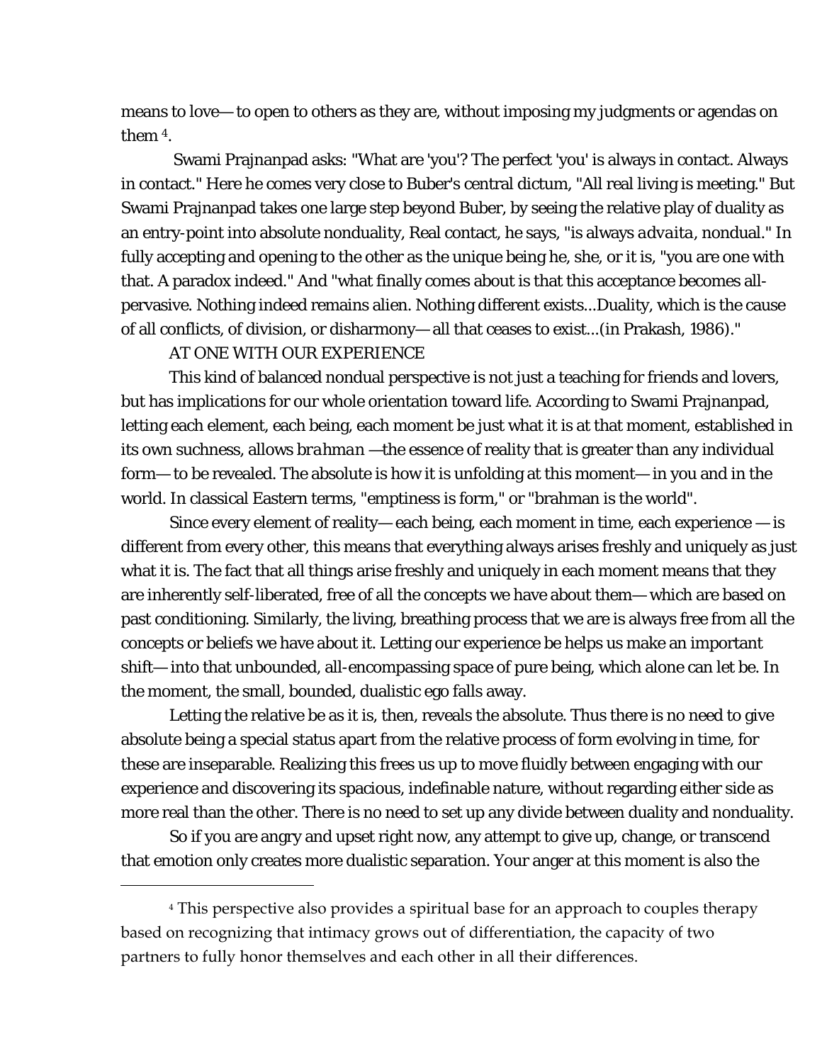means to love— to open to others as they are, without imposing my judgments or agendas on them [4].

Swami Prajnanpad asks: "What are 'you'? The perfect 'you' is always in contact. Always in contact." Here he comes very close to Buber's central dictum, "All real living is meeting." But Swami Prajnanpad takes one large step beyond Buber, by seeing the relative play of duality as an entry-point into absolute nonduality, Real contact, he says, "is always *advaita*, nondual." In fully accepting and opening to the other as the unique being he, she, or it is, "you are one with that. A paradox indeed." And "what finally comes about is that this acceptance becomes all-pervasive. Nothing indeed remains alien. Nothing different exists...Duality, which is the cause of all conflicts, of division, or disharmony— all that ceases to exist...(in Prakash, 1986)."

## AT ONE WITH OUR EXPERIENCE

This kind of balanced nondual perspective is not just a teaching for friends and lovers, but has implications for our whole orientation toward life. According to Swami Prajnanpad, letting each element, each being, each moment be just what it is at that moment, established in its own suchness, allows *brahman* —the essence of reality that is greater than any individual form— to be revealed. The absolute is how it is unfolding at this moment— in you and in the world. In classical Eastern terms, "emptiness is form," or "brahman is the world".

Since every element of reality— each being, each moment in time, each experience — is different from every other, this means that everything always arises freshly and uniquely as just what it is. The fact that all things arise freshly and uniquely in each moment means that they are inherently self-liberated, free of all the concepts we have about them— which are based on past conditioning. Similarly, the living, breathing process that we are is always free from all the concepts or beliefs we have about it. Letting our experience be helps us make an important shift— into that unbounded, all-encompassing space of pure being, which alone can let be. In the moment, the small, bounded, dualistic ego falls away.

Letting the relative be as it is, then, reveals the absolute. Thus there is no need to give absolute being a special status apart from the relative process of form evolving in time, for these are inseparable. Realizing this frees us up to move fluidly between engaging with our experience and discovering its spacious, indefinable nature, without regarding either side as more real than the other. There is no need to set up any divide between duality and nonduality.

So if you are angry and upset right now, any attempt to give up, change, or transcend that emotion only creates more dualistic separation. Your anger at this moment is also the

---

[4] This perspective also provides a spiritual base for an approach to couples therapy based on recognizing that intimacy grows out of differentiation, the capacity of two partners to fully honor themselves and each other in all their differences.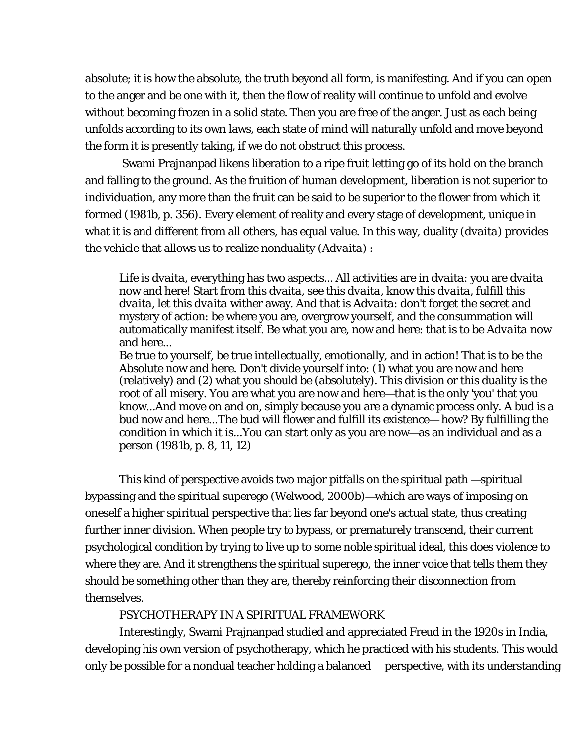absolute; it is how the absolute, the truth beyond all form, is manifesting. And if you can open to the anger and be one with it, then the flow of reality will continue to unfold and evolve without becoming frozen in a solid state. Then you are free of the anger. Just as each being unfolds according to its own laws, each state of mind will naturally unfold and move beyond the form it is presently taking, if we do not obstruct this process.

Swami Prajnanpad likens liberation to a ripe fruit letting go of its hold on the branch and falling to the ground. As the fruition of human development, liberation is not superior to individuation, any more than the fruit can be said to be superior to the flower from which it formed (1981b, p. 356). Every element of reality and every stage of development, unique in what it is and different from all others, has equal value. In this way, duality (*dvaita*) provides the vehicle that allows us to realize nonduality (*Advaita*) :

> Life is *dvaita*, everything has two aspects... All activities are in *dvaita*: you are *dvaita* now and here! Start from this *dvaita*, see this *dvaita*, know this *dvaita*, fulfill this *dvaita*, let this *dvaita* wither away. And that is *Advaita*: don't forget the secret and mystery of action: be where you are, overgrow yourself, and the consummation will automatically manifest itself. Be what you are, now and here: that is to be *Advaita* now and here...
>
> Be true to yourself, be true intellectually, emotionally, and in action! That is to be the Absolute now and here. Don't divide yourself into: (1) what you are now and here (relatively) and (2) what you should be (absolutely). This division or this duality is the root of all misery. You are what you are now and here—that is the only 'you' that you know...And move on and on, simply because you are a dynamic process only. A bud is a bud now and here...The bud will flower and fulfill its existence— how? By fulfilling the condition in which it is...You can start only as you are now—as an individual and as a person (1981b, p. 8, 11, 12)

This kind of perspective avoids two major pitfalls on the spiritual path —spiritual bypassing and the spiritual superego (Welwood, 2000b)—which are ways of imposing on oneself a higher spiritual perspective that lies far beyond one's actual state, thus creating further inner division. When people try to bypass, or prematurely transcend, their current psychological condition by trying to live up to some noble spiritual ideal, this does violence to where they are. And it strengthens the spiritual superego, the inner voice that tells them they should be something other than they are, thereby reinforcing their disconnection from themselves.

## PSYCHOTHERAPY IN A SPIRITUAL FRAMEWORK

Interestingly, Swami Prajnanpad studied and appreciated Freud in the 1920s in India, developing his own version of psychotherapy, which he practiced with his students. This would only be possible for a nondual teacher holding a balanced perspective, with its understanding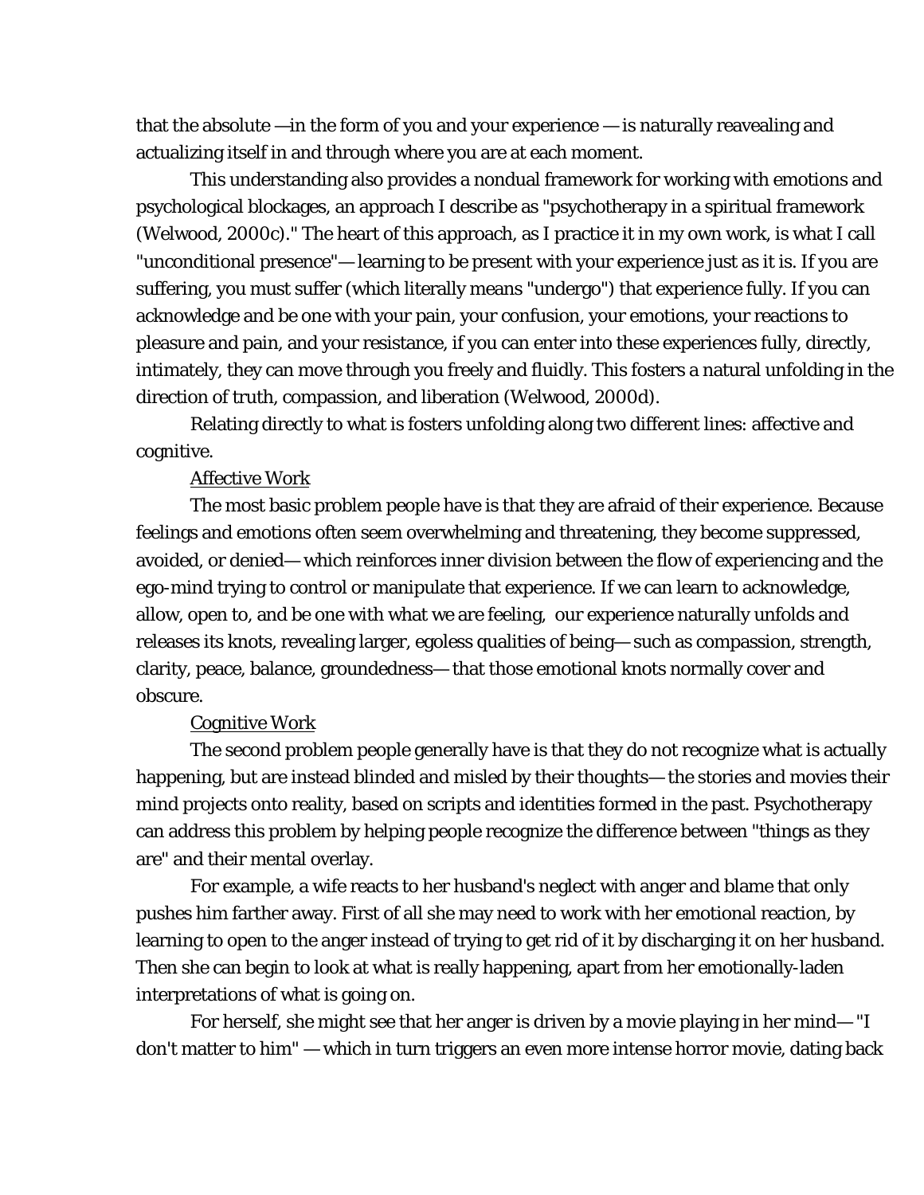that the absolute —in the form of you and your experience — is naturally reavealing and actualizing itself in and through where you are at each moment.

This understanding also provides a nondual framework for working with emotions and psychological blockages, an approach I describe as "psychotherapy in a spiritual framework (Welwood, 2000c)." The heart of this approach, as I practice it in my own work, is what I call "unconditional presence"— learning to be present with your experience just as it is. If you are suffering, you must suffer (which literally means "undergo") that experience fully. If you can acknowledge and be one with your pain, your confusion, your emotions, your reactions to pleasure and pain, and your resistance, if you can enter into these experiences fully, directly, intimately, they can move through you freely and fluidly. This fosters a natural unfolding in the direction of truth, compassion, and liberation (Welwood, 2000d).

Relating directly to what is fosters unfolding along two different lines: affective and cognitive.

Affective Work

The most basic problem people have is that they are afraid of their experience. Because feelings and emotions often seem overwhelming and threatening, they become suppressed, avoided, or denied— which reinforces inner division between the flow of experiencing and the ego-mind trying to control or manipulate that experience. If we can learn to acknowledge, allow, open to, and be one with what we are feeling, our experience naturally unfolds and releases its knots, revealing larger, egoless qualities of being— such as compassion, strength, clarity, peace, balance, groundedness— that those emotional knots normally cover and obscure.

Cognitive Work

The second problem people generally have is that they do not recognize what is actually happening, but are instead blinded and misled by their thoughts— the stories and movies their mind projects onto reality, based on scripts and identities formed in the past. Psychotherapy can address this problem by helping people recognize the difference between "things as they are" and their mental overlay.

For example, a wife reacts to her husband's neglect with anger and blame that only pushes him farther away. First of all she may need to work with her emotional reaction, by learning to open to the anger instead of trying to get rid of it by discharging it on her husband. Then she can begin to look at what is really happening, apart from her emotionally-laden interpretations of what is going on.

For herself, she might see that her anger is driven by a movie playing in her mind— "I don't matter to him" — which in turn triggers an even more intense horror movie, dating back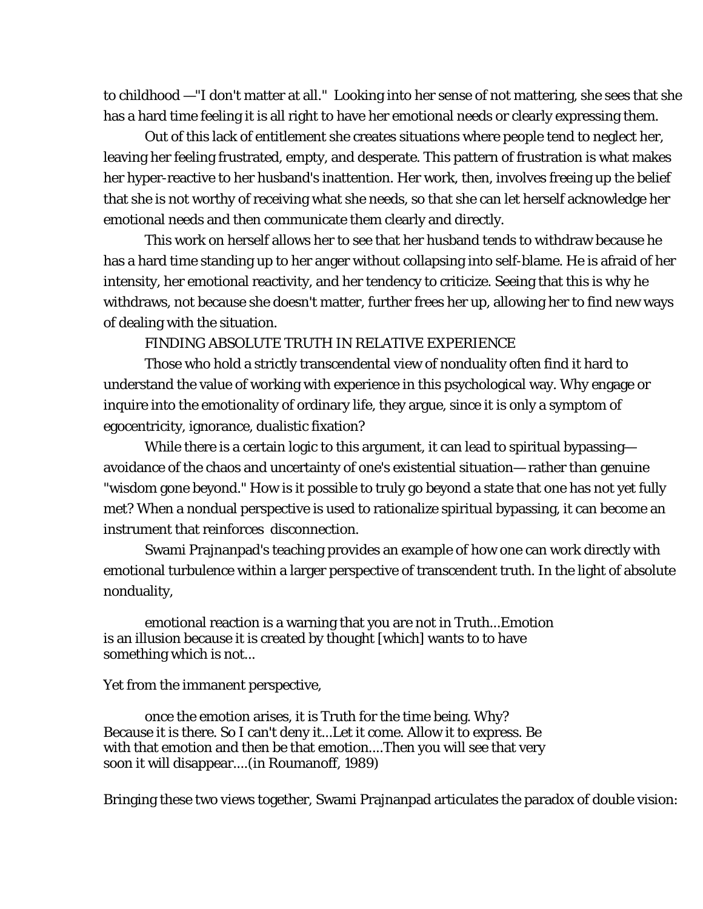to childhood —"I don't matter at all." Looking into her sense of not mattering, she sees that she has a hard time feeling it is all right to have her emotional needs or clearly expressing them.

Out of this lack of entitlement she creates situations where people tend to neglect her, leaving her feeling frustrated, empty, and desperate. This pattern of frustration is what makes her hyper-reactive to her husband's inattention. Her work, then, involves freeing up the belief that she is not worthy of receiving what she needs, so that she can let herself acknowledge her emotional needs and then communicate them clearly and directly.

This work on herself allows her to see that her husband tends to withdraw because he has a hard time standing up to her anger without collapsing into self-blame. He is afraid of her intensity, her emotional reactivity, and her tendency to criticize. Seeing that this is why he withdraws, not because she doesn't matter, further frees her up, allowing her to find new ways of dealing with the situation.

## FINDING ABSOLUTE TRUTH IN RELATIVE EXPERIENCE

Those who hold a strictly transcendental view of nonduality often find it hard to understand the value of working with experience in this psychological way. Why engage or inquire into the emotionality of ordinary life, they argue, since it is only a symptom of egocentricity, ignorance, dualistic fixation?

While there is a certain logic to this argument, it can lead to spiritual bypassing—avoidance of the chaos and uncertainty of one's existential situation— rather than genuine "wisdom gone beyond." How is it possible to truly go beyond a state that one has not yet fully met? When a nondual perspective is used to rationalize spiritual bypassing, it can become an instrument that reinforces disconnection.

Swami Prajnanpad's teaching provides an example of how one can work directly with emotional turbulence within a larger perspective of transcendent truth. In the light of absolute nonduality,

> emotional reaction is a warning that you are not in Truth...Emotion is an illusion because it is created by thought [which] wants to to have something which is not...

Yet from the immanent perspective,

> once the emotion arises, it is Truth for the time being. Why? Because it is there. So I can't deny it...Let it come. Allow it to express. Be with that emotion and then be that emotion....Then you will see that very soon it will disappear....(in Roumanoff, 1989)

Bringing these two views together, Swami Prajnanpad articulates the paradox of double vision: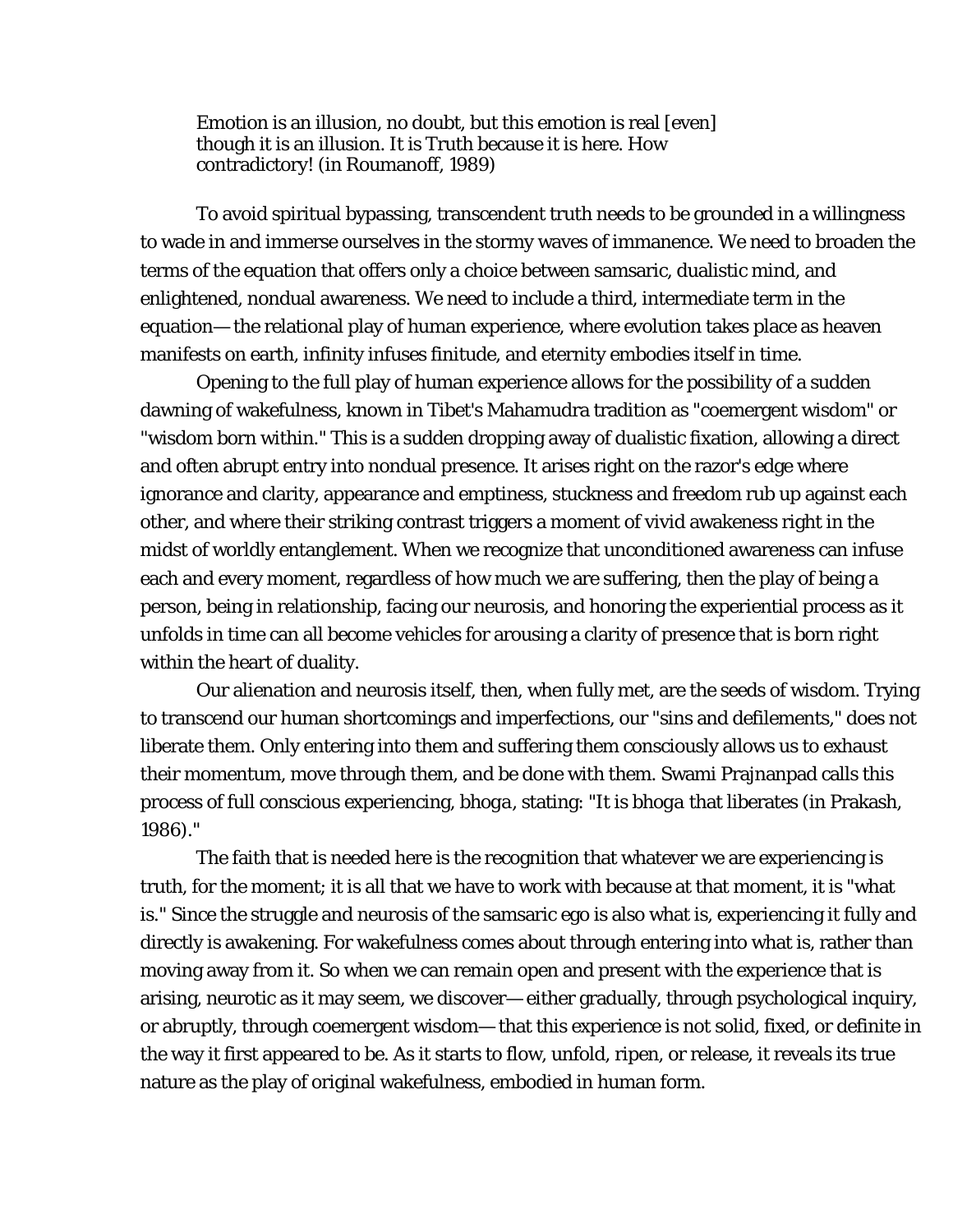> Emotion is an illusion, no doubt, but this emotion is real [even] though it is an illusion. It is Truth because it is here. How contradictory! (in Roumanoff, 1989)

To avoid spiritual bypassing, transcendent truth needs to be grounded in a willingness to wade in and immerse ourselves in the stormy waves of immanence. We need to broaden the terms of the equation that offers only a choice between samsaric, dualistic mind, and enlightened, nondual awareness. We need to include a third, intermediate term in the equation— the relational play of human experience, where evolution takes place as heaven manifests on earth, infinity infuses finitude, and eternity embodies itself in time.

Opening to the full play of human experience allows for the possibility of a sudden dawning of wakefulness, known in Tibet's Mahamudra tradition as "coemergent wisdom" or "wisdom born within." This is a sudden dropping away of dualistic fixation, allowing a direct and often abrupt entry into nondual presence. It arises right on the razor's edge where ignorance and clarity, appearance and emptiness, stuckness and freedom rub up against each other, and where their striking contrast triggers a moment of vivid awakeness right in the midst of worldly entanglement. When we recognize that unconditioned awareness can infuse each and every moment, regardless of how much we are suffering, then the play of being a person, being in relationship, facing our neurosis, and honoring the experiential process as it unfolds in time can all become vehicles for arousing a clarity of presence that is born right within the heart of duality.

Our alienation and neurosis itself, then, when fully met, are the seeds of wisdom. Trying to transcend our human shortcomings and imperfections, our "sins and defilements," does not liberate them. Only entering into them and suffering them consciously allows us to exhaust their momentum, move through them, and be done with them. Swami Prajnanpad calls this process of full conscious experiencing, *bhoga*, stating: "It is *bhoga* that liberates (in Prakash, 1986)."

The faith that is needed here is the recognition that whatever we are experiencing is truth, for the moment; it is all that we have to work with because at that moment, it is "what is." Since the struggle and neurosis of the samsaric ego is also what is, experiencing it fully and directly is awakening. For wakefulness comes about through entering into what is, rather than moving away from it. So when we can remain open and present with the experience that is arising, neurotic as it may seem, we discover— either gradually, through psychological inquiry, or abruptly, through coemergent wisdom— that this experience is not solid, fixed, or definite in the way it first appeared to be. As it starts to flow, unfold, ripen, or release, it reveals its true nature as the play of original wakefulness, embodied in human form.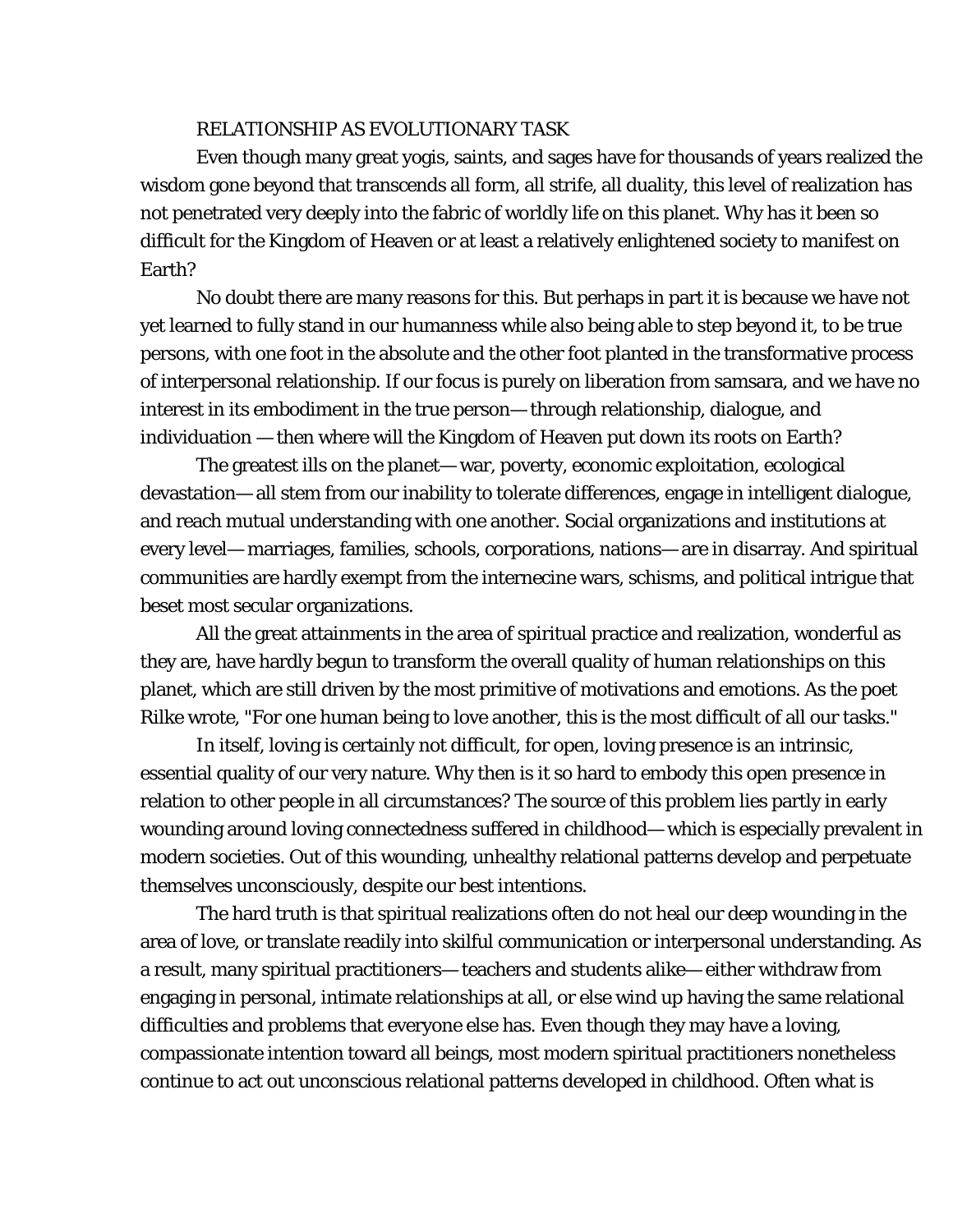## RELATIONSHIP AS EVOLUTIONARY TASK

Even though many great yogis, saints, and sages have for thousands of years realized the wisdom gone beyond that transcends all form, all strife, all duality, this level of realization has not penetrated very deeply into the fabric of worldly life on this planet. Why has it been so difficult for the Kingdom of Heaven or at least a relatively enlightened society to manifest on Earth?

No doubt there are many reasons for this. But perhaps in part it is because we have not yet learned to fully stand in our humanness while also being able to step beyond it, to be true persons, with one foot in the absolute and the other foot planted in the transformative process of interpersonal relationship. If our focus is purely on liberation from samsara, and we have no interest in its embodiment in the true person— through relationship, dialogue, and individuation — then where will the Kingdom of Heaven put down its roots on Earth?

The greatest ills on the planet— war, poverty, economic exploitation, ecological devastation— all stem from our inability to tolerate differences, engage in intelligent dialogue, and reach mutual understanding with one another. Social organizations and institutions at every level— marriages, families, schools, corporations, nations— are in disarray. And spiritual communities are hardly exempt from the internecine wars, schisms, and political intrigue that beset most secular organizations.

All the great attainments in the area of spiritual practice and realization, wonderful as they are, have hardly begun to transform the overall quality of human relationships on this planet, which are still driven by the most primitive of motivations and emotions. As the poet Rilke wrote, "For one human being to love another, this is the most difficult of all our tasks."

In itself, loving is certainly not difficult, for open, loving presence is an intrinsic, essential quality of our very nature. Why then is it so hard to embody this open presence in relation to other people in all circumstances? The source of this problem lies partly in early wounding around loving connectedness suffered in childhood— which is especially prevalent in modern societies. Out of this wounding, unhealthy relational patterns develop and perpetuate themselves unconsciously, despite our best intentions.

The hard truth is that spiritual realizations often do not heal our deep wounding in the area of love, or translate readily into skilful communication or interpersonal understanding. As a result, many spiritual practitioners— teachers and students alike— either withdraw from engaging in personal, intimate relationships at all, or else wind up having the same relational difficulties and problems that everyone else has. Even though they may have a loving, compassionate intention toward all beings, most modern spiritual practitioners nonetheless continue to act out unconscious relational patterns developed in childhood. Often what is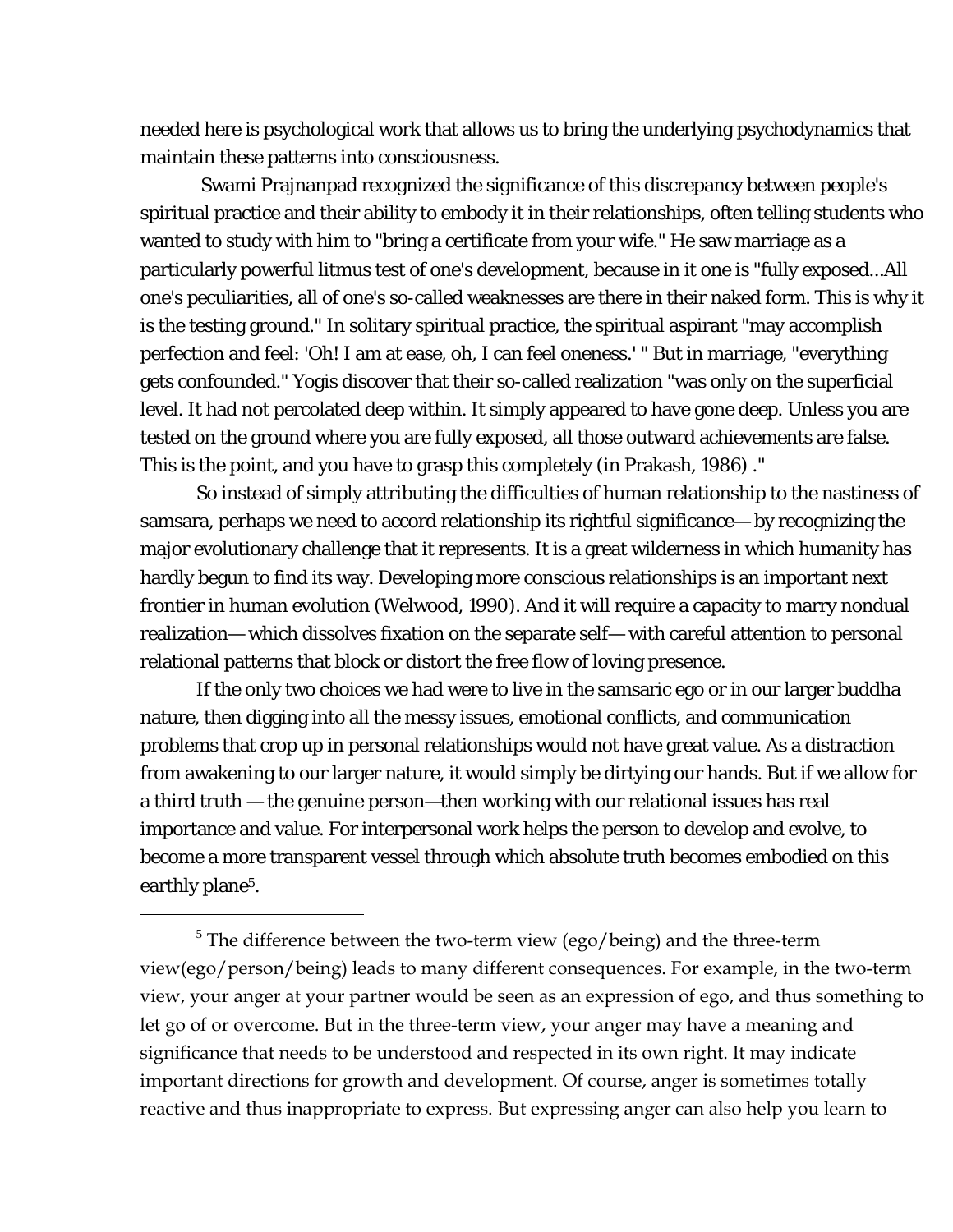needed here is psychological work that allows us to bring the underlying psychodynamics that maintain these patterns into consciousness.

Swami Prajnanpad recognized the significance of this discrepancy between people's spiritual practice and their ability to embody it in their relationships, often telling students who wanted to study with him to "bring a certificate from your wife." He saw marriage as a particularly powerful litmus test of one's development, because in it one is "fully exposed...All one's peculiarities, all of one's so-called weaknesses are there in their naked form. This is why it is the testing ground." In solitary spiritual practice, the spiritual aspirant "may accomplish perfection and feel: 'Oh! I am at ease, oh, I can feel oneness.' " But in marriage, "everything gets confounded." Yogis discover that their so-called realization "was only on the superficial level. It had not percolated deep within. It simply appeared to have gone deep. Unless you are tested on the ground where you are fully exposed, all those outward achievements are false. This is the point, and you have to grasp this completely (in Prakash, 1986) ."

So instead of simply attributing the difficulties of human relationship to the nastiness of samsara, perhaps we need to accord relationship its rightful significance— by recognizing the major evolutionary challenge that it represents. It is a great wilderness in which humanity has hardly begun to find its way. Developing more conscious relationships is an important next frontier in human evolution (Welwood, 1990). And it will require a capacity to marry nondual realization— which dissolves fixation on the separate self— with careful attention to personal relational patterns that block or distort the free flow of loving presence.

If the only two choices we had were to live in the samsaric ego or in our larger buddha nature, then digging into all the messy issues, emotional conflicts, and communication problems that crop up in personal relationships would not have great value. As a distraction from awakening to our larger nature, it would simply be dirtying our hands. But if we allow for a third truth — the genuine person—then working with our relational issues has real importance and value. For interpersonal work helps the person to develop and evolve, to become a more transparent vessel through which absolute truth becomes embodied on this earthly plane[5].

---

[5] The difference between the two-term view (ego/being) and the three-term view(ego/person/being) leads to many different consequences. For example, in the two-term view, your anger at your partner would be seen as an expression of ego, and thus something to let go of or overcome. But in the three-term view, your anger may have a meaning and significance that needs to be understood and respected in its own right. It may indicate important directions for growth and development. Of course, anger is sometimes totally reactive and thus inappropriate to express. But expressing anger can also help you learn to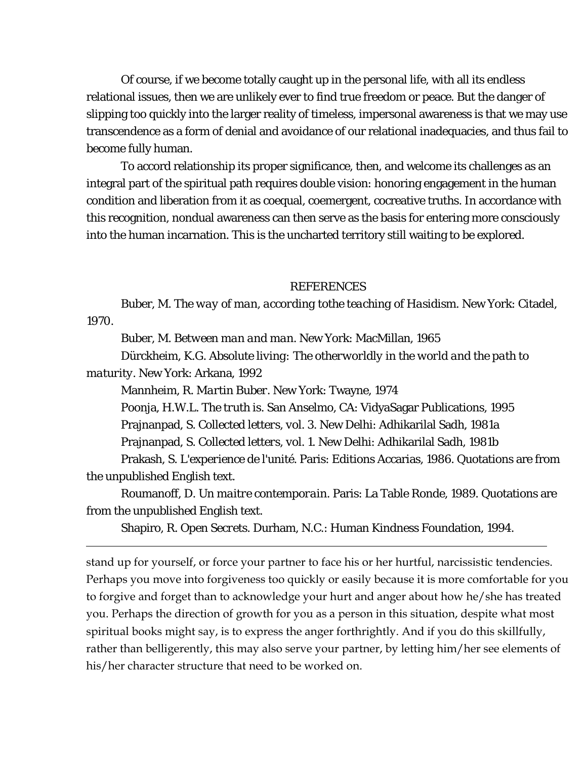Of course, if we become totally caught up in the personal life, with all its endless relational issues, then we are unlikely ever to find true freedom or peace. But the danger of slipping too quickly into the larger reality of timeless, impersonal awareness is that we may use transcendence as a form of denial and avoidance of our relational inadequacies, and thus fail to become fully human.

To accord relationship its proper significance, then, and welcome its challenges as an integral part of the spiritual path requires double vision: honoring engagement in the human condition and liberation from it as coequal, coemergent, cocreative truths. In accordance with this recognition, nondual awareness can then serve as the basis for entering more consciously into the human incarnation. This is the uncharted territory still waiting to be explored.

## REFERENCES

Buber, M. *The way of man, according tothe teaching of Hasidism*. New York: Citadel, 1970.

Buber, M. *Between man and man*. New York: MacMillan, 1965

Dürckheim, K.G. *Absolute living: The otherworldly in the world and the path to maturity*. New York: Arkana, 1992

Mannheim, R. *Martin Buber*. New York: Twayne, 1974

Poonja, H.W.L. *The truth is*. San Anselmo, CA: VidyaSagar Publications, 1995

Prajnanpad, S. *Collected letters, vol. 3*. New Delhi: Adhikarilal Sadh, 1981a

Prajnanpad, S. *Collected letters, vol. 1*. New Delhi: Adhikarilal Sadh, 1981b

Prakash, S. *L'experience de l'unité*. Paris: Editions Accarias, 1986. Quotations are from the unpublished English text.

Roumanoff, D. *Un maitre contemporain*. Paris: La Table Ronde, 1989. Quotations are from the unpublished English text.

Shapiro, R. *Open Secrets*. Durham, N.C.: Human Kindness Foundation, 1994.

---

stand up for yourself, or force your partner to face his or her hurtful, narcissistic tendencies. Perhaps you move into forgiveness too quickly or easily because it is more comfortable for you to forgive and forget than to acknowledge your hurt and anger about how he/she has treated you. Perhaps the direction of growth for you as a person in this situation, despite what most spiritual books might say, is to express the anger forthrightly. And if you do this skillfully, rather than belligerently, this may also serve your partner, by letting him/her see elements of his/her character structure that need to be worked on.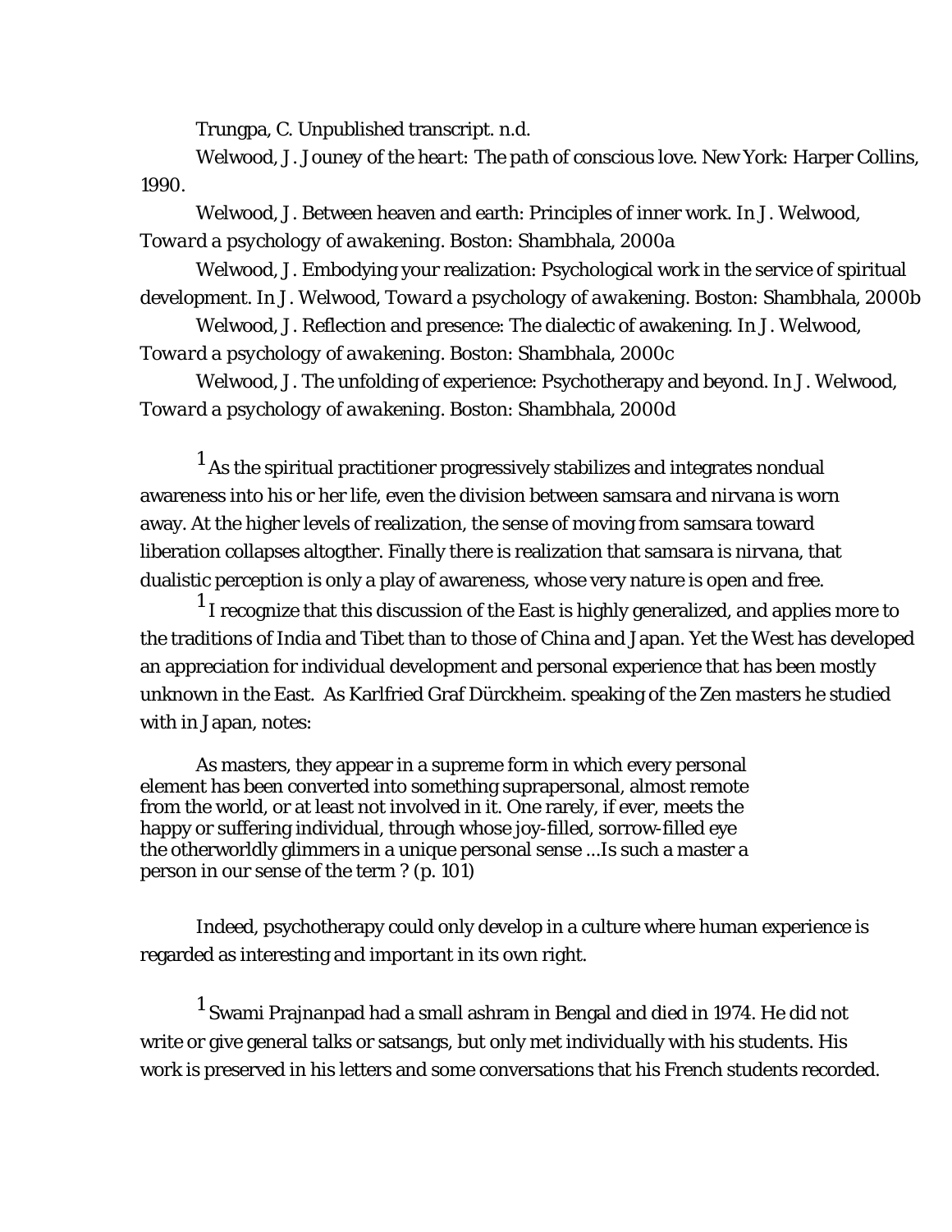Trungpa, C. Unpublished transcript. n.d.

Welwood, J. Jouney of the *heart: The path of conscious love.* New York: Harper Collins, 1990.

Welwood, J. Between heaven and earth: Principles of inner work. In J. Welwood, *Toward a psychology of awakening.* Boston: Shambhala, 2000a

Welwood, J. Embodying your realization: Psychological work in the service of spiritual development. In J. Welwood, *Toward a psychology of awakening.* Boston: Shambhala, 2000b

Welwood, J. Reflection and presence: The dialectic of awakening. In J. Welwood, *Toward a psychology of awakening.* Boston: Shambhala, 2000c

Welwood, J. The unfolding of experience: Psychotherapy and beyond. In J. Welwood, *Toward a psychology of awakening.* Boston: Shambhala, 2000d

[1] As the spiritual practitioner progressively stabilizes and integrates nondual awareness into his or her life, even the division between samsara and nirvana is worn away. At the higher levels of realization, the sense of moving from samsara toward liberation collapses altogther. Finally there is realization that samsara is nirvana, that dualistic perception is only a play of awareness, whose very nature is open and free.

[1] I recognize that this discussion of the East is highly generalized, and applies more to the traditions of India and Tibet than to those of China and Japan. Yet the West has developed an appreciation for individual development and personal experience that has been mostly unknown in the East. As Karlfried Graf Dürckheim. speaking of the Zen masters he studied with in Japan, notes:

> As masters, they appear in a supreme form in which every personal element has been converted into something suprapersonal, almost remote from the world, or at least not involved in it. One rarely, if ever, meets the happy or suffering individual, through whose joy-filled, sorrow-filled eye the otherworldly glimmers in a unique personal sense ...Is such a master a person in our sense of the term ? (p. 101)

Indeed, psychotherapy could only develop in a culture where human experience is regarded as interesting and important in its own right.

[1] Swami Prajnanpad had a small ashram in Bengal and died in 1974. He did not write or give general talks or satsangs, but only met individually with his students. His work is preserved in his letters and some conversations that his French students recorded.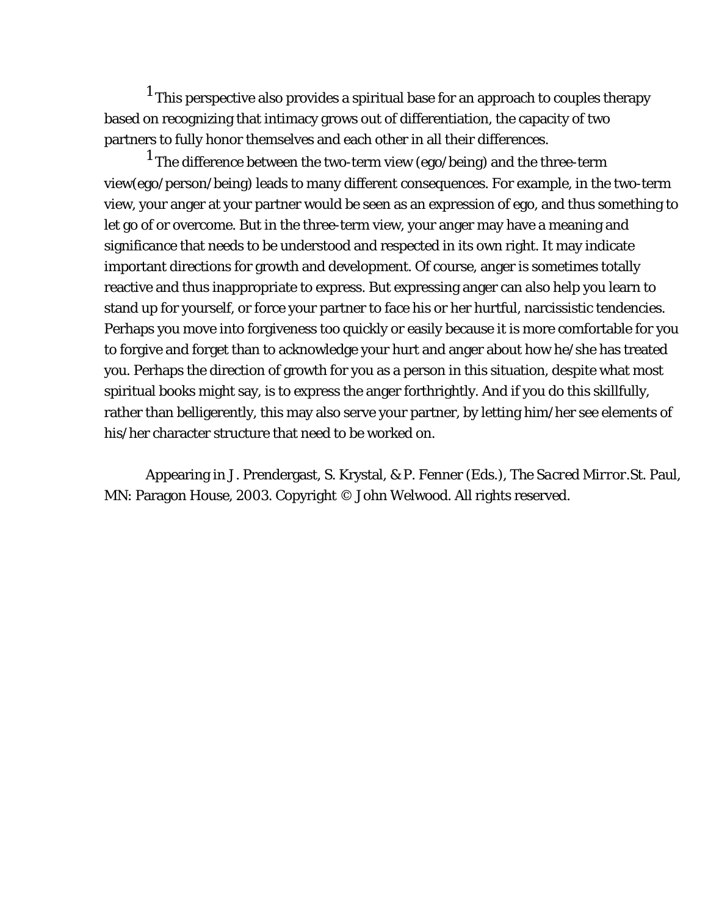[1] This perspective also provides a spiritual base for an approach to couples therapy based on recognizing that intimacy grows out of differentiation, the capacity of two partners to fully honor themselves and each other in all their differences.

[1] The difference between the two-term view (ego/being) and the three-term view(ego/person/being) leads to many different consequences. For example, in the two-term view, your anger at your partner would be seen as an expression of ego, and thus something to let go of or overcome. But in the three-term view, your anger may have a meaning and significance that needs to be understood and respected in its own right. It may indicate important directions for growth and development. Of course, anger is sometimes totally reactive and thus inappropriate to express. But expressing anger can also help you learn to stand up for yourself, or force your partner to face his or her hurtful, narcissistic tendencies. Perhaps you move into forgiveness too quickly or easily because it is more comfortable for you to forgive and forget than to acknowledge your hurt and anger about how he/she has treated you. Perhaps the direction of growth for you as a person in this situation, despite what most spiritual books might say, is to express the anger forthrightly. And if you do this skillfully, rather than belligerently, this may also serve your partner, by letting him/her see elements of his/her character structure that need to be worked on.

Appearing in J. Prendergast, S. Krystal, & P. Fenner (Eds.), *The Sacred Mirror*.St. Paul, MN: Paragon House, 2003. Copyright © John Welwood. All rights reserved.